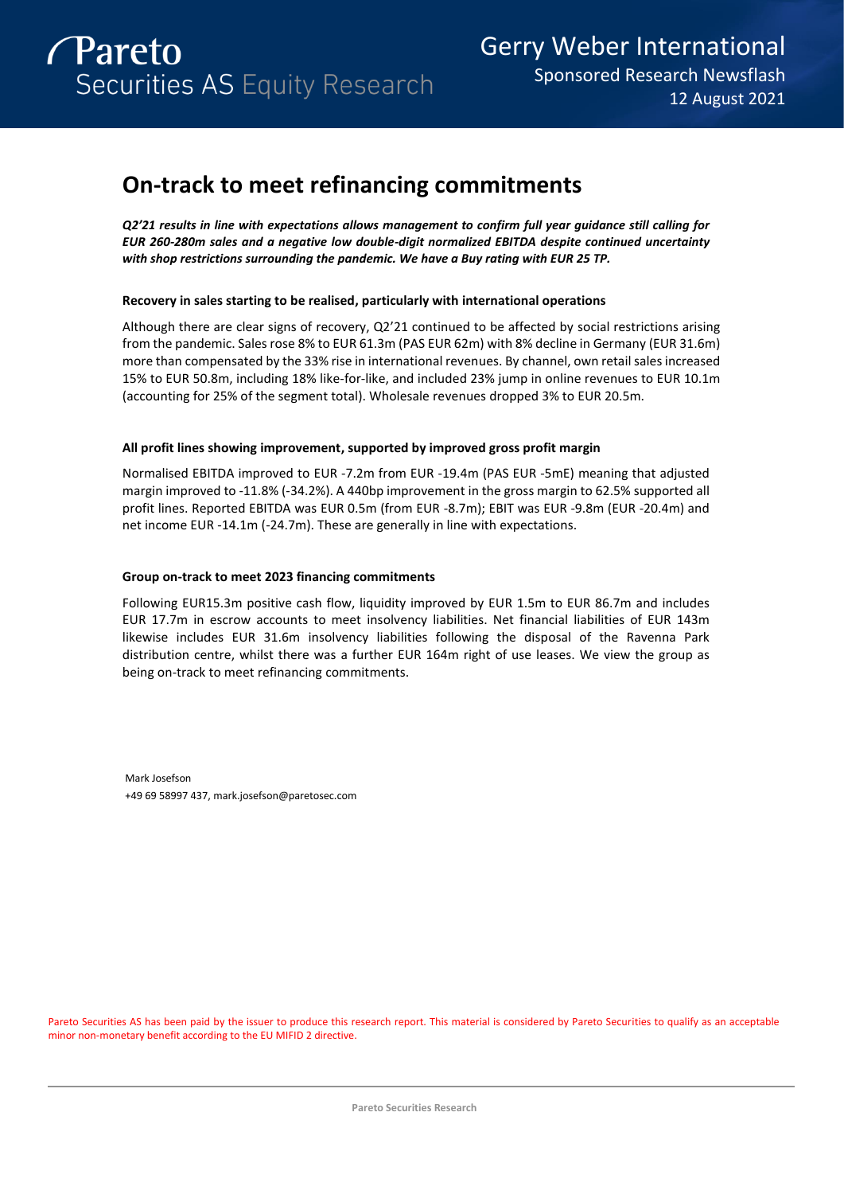Pareto Securities AS Equity Research

Gerry Weber International
Sponsored Research Newsflash
12 August 2021

# On-track to meet refinancing commitments

***Q2'21 results in line with expectations allows management to confirm full year guidance still calling for EUR 260-280m sales and a negative low double-digit normalized EBITDA despite continued uncertainty with shop restrictions surrounding the pandemic. We have a Buy rating with EUR 25 TP.***

#### Recovery in sales starting to be realised, particularly with international operations

Although there are clear signs of recovery, Q2'21 continued to be affected by social restrictions arising from the pandemic. Sales rose 8% to EUR 61.3m (PAS EUR 62m) with 8% decline in Germany (EUR 31.6m) more than compensated by the 33% rise in international revenues. By channel, own retail sales increased 15% to EUR 50.8m, including 18% like-for-like, and included 23% jump in online revenues to EUR 10.1m (accounting for 25% of the segment total). Wholesale revenues dropped 3% to EUR 20.5m.

#### All profit lines showing improvement, supported by improved gross profit margin

Normalised EBITDA improved to EUR -7.2m from EUR -19.4m (PAS EUR -5mE) meaning that adjusted margin improved to -11.8% (-34.2%). A 440bp improvement in the gross margin to 62.5% supported all profit lines. Reported EBITDA was EUR 0.5m (from EUR -8.7m); EBIT was EUR -9.8m (EUR -20.4m) and net income EUR -14.1m (-24.7m). These are generally in line with expectations.

#### Group on-track to meet 2023 financing commitments

Following EUR15.3m positive cash flow, liquidity improved by EUR 1.5m to EUR 86.7m and includes EUR 17.7m in escrow accounts to meet insolvency liabilities. Net financial liabilities of EUR 143m likewise includes EUR 31.6m insolvency liabilities following the disposal of the Ravenna Park distribution centre, whilst there was a further EUR 164m right of use leases. We view the group as being on-track to meet refinancing commitments.

Mark Josefson
+49 69 58997 437, mark.josefson@paretosec.com

Pareto Securities AS has been paid by the issuer to produce this research report. This material is considered by Pareto Securities to qualify as an acceptable minor non-monetary benefit according to the EU MIFID 2 directive.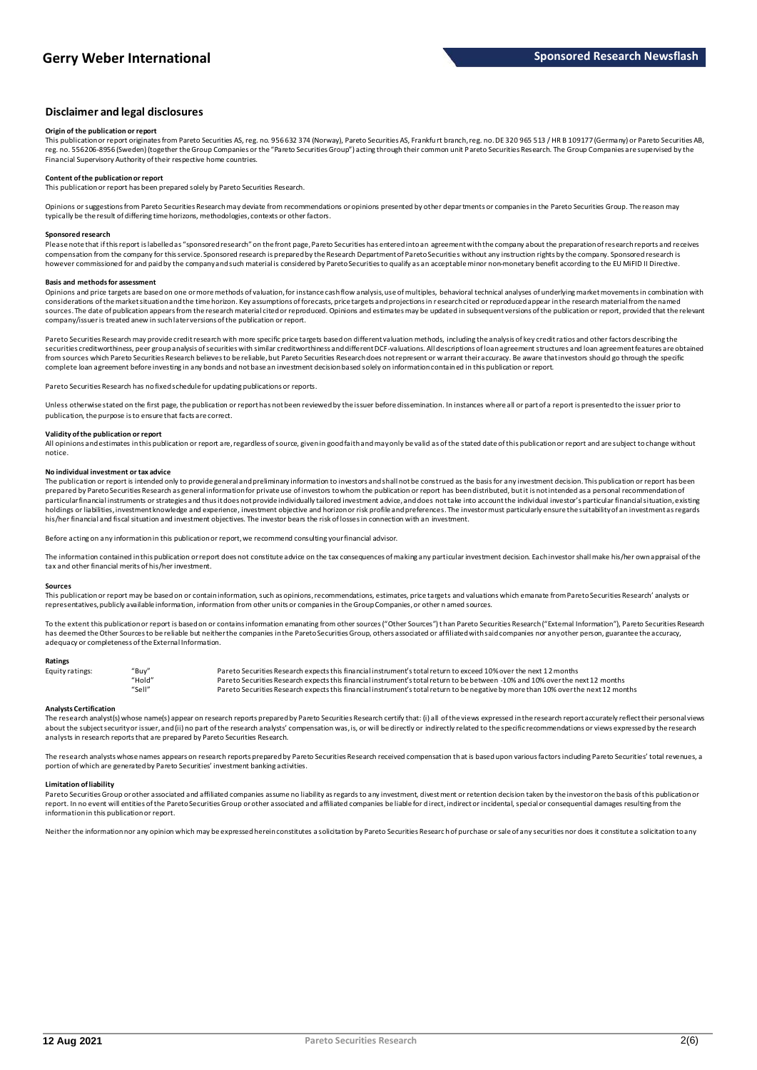## Disclaimer and legal disclosures

**Origin of the publication or report**

This publication or report originates from Pareto Securities AS, reg. no. 956 632 374 (Norway), Pareto Securities AS, Frankfurt branch, reg. no. DE 320 965 513 / HR B 109177 (Germany) or Pareto Securities AB, reg. no. 556206-8956 (Sweden) (together the Group Companies or the "Pareto Securities Group") acting through their common unit Pareto Securities Research. The Group Companies are supervised by the Financial Supervisory Authority of their respective home countries.

**Content of the publication or report**

This publication or report has been prepared solely by Pareto Securities Research.

Opinions or suggestions from Pareto Securities Research may deviate from recommendations or opinions presented by other departments or companies in the Pareto Securities Group. The reason may typically be the result of differing time horizons, methodologies, contexts or other factors.

**Sponsored research**

Please note that if this report is labelled as "sponsored research" on the front page, Pareto Securities has entered into an agreement with the company about the preparation of research reports and receives compensation from the company for this service. Sponsored research is prepared by the Research Department of Pareto Securities without any instruction rights by the company. Sponsored research is however commissioned for and paid by the company and such material is considered by Pareto Securities to qualify as an acceptable minor non-monetary benefit according to the EU MiFID II Directive.

**Basis and methods for assessment**

Opinions and price targets are based on one or more methods of valuation, for instance cash flow analysis, use of multiples, behavioral technical analyses of underlying market movements in combination with considerations of the market situation and the time horizon. Key assumptions of forecasts, price targets and projections in research cited or reproduced appear in the research material from the named sources. The date of publication appears from the research material cited or reproduced. Opinions and estimates may be updated in subsequent versions of the publication or report, provided that the relevant company/issuer is treated anew in such later versions of the publication or report.

Pareto Securities Research may provide credit research with more specific price targets based on different valuation methods, including the analysis of key credit ratios and other factors describing the securities creditworthiness, peer group analysis of securities with similar creditworthiness and different DCF-valuations. All descriptions of loan agreement structures and loan agreement features are obtained from sources which Pareto Securities Research believes to be reliable, but Pareto Securities Research does not represent or warrant their accuracy. Be aware that investors should go through the specific complete loan agreement before investing in any bonds and not base an investment decision based solely on information contained in this publication or report.

Pareto Securities Research has no fixed schedule for updating publications or reports.

Unless otherwise stated on the first page, the publication or report has not been reviewed by the issuer before dissemination. In instances where all or part of a report is presented to the issuer prior to publication, the purpose is to ensure that facts are correct.

**Validity of the publication or report**

All opinions and estimates in this publication or report are, regardless of source, given in good faith and may only be valid as of the stated date of this publication or report and are subject to change without notice.

**No individual investment or tax advice**

The publication or report is intended only to provide general and preliminary information to investors and shall not be construed as the basis for any investment decision. This publication or report has been prepared by Pareto Securities Research as general information for private use of investors to whom the publication or report has been distributed, but it is not intended as a personal recommendation of particular financial instruments or strategies and thus it does not provide individually tailored investment advice, and does not take into account the individual investor's particular financial situation, existing holdings or liabilities, investment knowledge and experience, investment objective and horizon or risk profile and preferences. The investor must particularly ensure the suitability of an investment as regards his/her financial and fiscal situation and investment objectives. The investor bears the risk of losses in connection with an investment.

Before acting on any information in this publication or report, we recommend consulting your financial advisor.

The information contained in this publication or report does not constitute advice on the tax consequences of making any particular investment decision. Each investor shall make his/her own appraisal of the tax and other financial merits of his/her investment.

**Sources**

This publication or report may be based on or contain information, such as opinions, recommendations, estimates, price targets and valuations which emanate from Pareto Securities Research' analysts or representatives, publicly available information, information from other units or companies in the Group Companies, or other named sources.

To the extent this publication or report is based on or contains information emanating from other sources ("Other Sources") than Pareto Securities Research ("External Information"), Pareto Securities Research has deemed the Other Sources to be reliable but neither the companies in the Pareto Securities Group, others associated or affiliated with said companies nor any other person, guarantee the accuracy, adequacy or completeness of the External Information.

**Ratings**

| | | |
|---|---|---|
| Equity ratings: | "Buy" | Pareto Securities Research expects this financial instrument's total return to exceed 10% over the next 12 months |
| | "Hold" | Pareto Securities Research expects this financial instrument's total return to be between -10% and 10% over the next 12 months |
| | "Sell" | Pareto Securities Research expects this financial instrument's total return to be negative by more than 10% over the next 12 months |

**Analysts Certification**

The research analyst(s) whose name(s) appear on research reports prepared by Pareto Securities Research certify that: (i) all of the views expressed in the research report accurately reflect their personal views about the subject security or issuer, and (ii) no part of the research analysts' compensation was, is, or will be directly or indirectly related to the specific recommendations or views expressed by the research analysts in research reports that are prepared by Pareto Securities Research.

The research analysts whose names appears on research reports prepared by Pareto Securities Research received compensation that is based upon various factors including Pareto Securities' total revenues, a portion of which are generated by Pareto Securities' investment banking activities.

**Limitation of liability**

Pareto Securities Group or other associated and affiliated companies assume no liability as regards to any investment, divestment or retention decision taken by the investor on the basis of this publication or report. In no event will entities of the Pareto Securities Group or other associated and affiliated companies be liable for direct, indirect or incidental, special or consequential damages resulting from the information in this publication or report.

Neither the information nor any opinion which may be expressed herein constitutes a solicitation by Pareto Securities Research of purchase or sale of any securities nor does it constitute a solicitation to any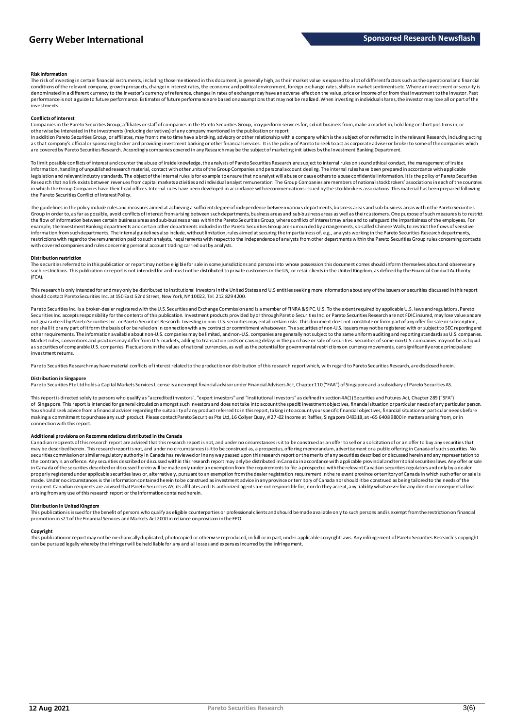#### Risk information

The risk of investing in certain financial instruments, including those mentioned in this document, is generally high, as their market value is exposed to a lot of different factors such as the operational and financial conditions of the relevant company, growth prospects, change in interest rates, the economic and political environment, foreign exchange rates, shifts in market sentiments etc. Where an investment or security is denominated in a different currency to the investor's currency of reference, changes in rates of exchange may have an adverse effect on the value, price or income of or from that investment to the investor. Past performance is not a guide to future performance. Estimates of future performance are based on assumptions that may not be realized. When investing in individual shares, the investor may lose all or part of the investments.

#### Conflicts of interest

Companies in the Pareto Securities Group, affiliates or staff of companies in the Pareto Securities Group, may perform services for, solicit business from, make a market in, hold long or short positions in, or otherwise be interested in the investments (including derivatives) of any company mentioned in the publication or report.

In addition Pareto Securities Group, or affiliates, may from time to time have a broking, advisory or other relationship with a company which is the subject of or referred to in the relevant Research, including acting as that company's official or sponsoring broker and providing investment banking or other financial services. It is the policy of Pareto to seek to act as corporate adviser or broker to some of the companies which are covered by Pareto Securities Research. Accordingly companies covered in any Research may be the subject of marketing initiatives by the Investment Banking Department.

To limit possible conflicts of interest and counter the abuse of inside knowledge, the analysts of Pareto Securities Research are subject to internal rules on sound ethical conduct, the management of inside information, handling of unpublished research material, contact with other units of the Group Companies and personal account dealing. The internal rules have been prepared in accordance with applicable legislation and relevant industry standards. The object of the internal rules is for example to ensure that no analyst will abuse or cause others to abuse confidential information. It is the policy of Pareto Securities Research that no link exists between revenues from capital markets activities and individual analyst remuneration. The Group Companies are members of national stockbrokers' associations in each of the countries in which the Group Companies have their head offices. Internal rules have been developed in accordance with recommendations issued by the stockbrokers associations. This material has been prepared following the Pareto Securities Conflict of Interest Policy.

The guidelines in the policy include rules and measures aimed at achieving a sufficient degree of independence between various departments, business areas and sub-business areas within the Pareto Securities Group in order to, as far as possible, avoid conflicts of interest from arising between such departments, business areas and sub-business areas as well as their customers. One purpose of such measures is to restrict the flow of information between certain business areas and sub-business areas within the Pareto Securities Group, where conflicts of interest may arise and to safeguard the impartialness of the employees. For example, the Investment Banking departments and certain other departments included in the Pareto Securities Group are surrounded by arrangements, so-called Chinese Walls, to restrict the flows of sensitive information from such departments. The internal guidelines also include, without limitation, rules aimed at securing the impartialness of, e.g., analysts working in the Pareto Securities Research departments, restrictions with regard to the remuneration paid to such analysts, requirements with respect to the independence of analysts from other departments within the Pareto Securities Group rules concerning contacts with covered companies and rules concerning personal account trading carried out by analysts.

#### Distribution restriction

The securities referred to in this publication or report may not be eligible for sale in some jurisdictions and persons into whose possession this document comes should inform themselves about and observe any such restrictions. This publication or report is not intended for and must not be distributed to private customers in the US, or retail clients in the United Kingdom, as defined by the Financial Conduct Authority (FCA).

This research is only intended for and may only be distributed to institutional investors in the United States and U.S entities seeking more information about any of the issuers or securities discussed in this report should contact Pareto Securities Inc. at 150 East 52nd Street, New York, NY 10022, Tel. 212 829 4200.

Pareto Securities Inc. is a broker-dealer registered with the U.S. Securities and Exchange Commission and is a member of FINRA & SIPC. U.S. To the extent required by applicable U.S. laws and regulations, Pareto Securities Inc. accepts responsibility for the contents of this publication. Investment products provided by or through Pareto Securities Inc. or Pareto Securities Research are not FDIC insured, may lose value and are not guaranteed by Pareto Securities Inc. or Pareto Securities Research. Investing in non-U.S. securities may entail certain risks. This document does not constitute or form part of any offer for sale or subscription, nor shall it or any part of it form the basis of or be relied on in connection with any contract or commitment whatsoever. The securities of non-U.S. issuers may not be registered with or subject to SEC reporting and other requirements. The information available about non-U.S. companies may be limited, and non-U.S. companies are generally not subject to the same uniform auditing and reporting standards as U.S. companies. Market rules, conventions and practices may differ from U.S. markets, adding to transaction costs or causing delays in the purchase or sale of securities. Securities of some non-U.S. companies may not be as liquid as securities of comparable U.S. companies. Fluctuations in the values of national currencies, as well as the potential for governmental restrictions on currency movements, can significantly erode principal and investment returns.

Pareto Securities Research may have material conflicts of interest related to the production or distribution of this research report which, with regard to Pareto Securities Research, are disclosed herein.

#### Distribution in Singapore

Pareto Securities Pte Ltd holds a Capital Markets Services License is an exempt financial advisor under Financial Advisers Act, Chapter 110 ("FAA") of Singapore and a subsidiary of Pareto Securities AS.

This report is directed solely to persons who qualify as "accredited investors", "expert investors" and "institutional investors" as defined in section 4A(1) Securities and Futures Act, Chapter 289 ("SFA") of Singapore. This report is intended for general circulation amongst such investors and does not take into account the specific investment objectives, financial situation or particular needs of any particular person. You should seek advice from a financial adviser regarding the suitability of any product referred to in this report, taking into account your specific financial objectives, financial situation or particular needs before making a commitment to purchase any such product. Please contact Pareto Securities Pte Ltd, 16 Collyer Quay, # 27-02 Income at Raffles, Singapore 049318, at +65 6408 9800 in matters arising from, or in connection with this report.

#### Additional provisions on Recommendations distributed in the Canada

Canadian recipients of this research report are advised that this research report is not, and under no circumstances is it to be construed as an offer to sell or a solicitation of or an offer to buy any securities that may be described herein. This research report is not, and under no circumstances is it to be construed as, a prospectus, offering memorandum, advertisement or a public offering in Canada of such securities. No securities commission or similar regulatory authority in Canada has reviewed or in any way passed upon this research report or the merits of any securities described or discussed herein and any representation to the contrary is an offence. Any securities described or discussed within this research report may only be distributed in Canada in accordance with applicable provincial and territorial securities laws. Any offer or sale in Canada of the securities described or discussed herein will be made only under an exemption from the requirements to file a prospectus with the relevant Canadian securities regulators and only by a dealer properly registered under applicable securities laws or, alternatively, pursuant to an exemption from the dealer registration requirement in the relevant province or territory of Canada in which such offer or sale is made. Under no circumstances is the information contained herein to be construed as investment advice in any province or territory of Canada nor should it be construed as being tailored to the needs of the recipient. Canadian recipients are advised that Pareto Securities AS, its affiliates and its authorized agents are not responsible for, nor do they accept, any liability whatsoever for any direct or consequential loss arising from any use of this research report or the information contained herein.

#### Distribution in United Kingdom

This publication is issued for the benefit of persons who qualify as eligible counterparties or professional clients and should be made available only to such persons and is exempt from the restriction on financial promotion in s21 of the Financial Services and Markets Act 2000 in reliance on provision in the FPO.

#### Copyright

This publication or report may not be mechanically duplicated, photocopied or otherwise reproduced, in full or in part, under applicable copyright laws. Any infringement of Pareto Securities Research´s copyright can be pursued legally whereby the infringer will be held liable for any and all losses and expenses incurred by the infringement.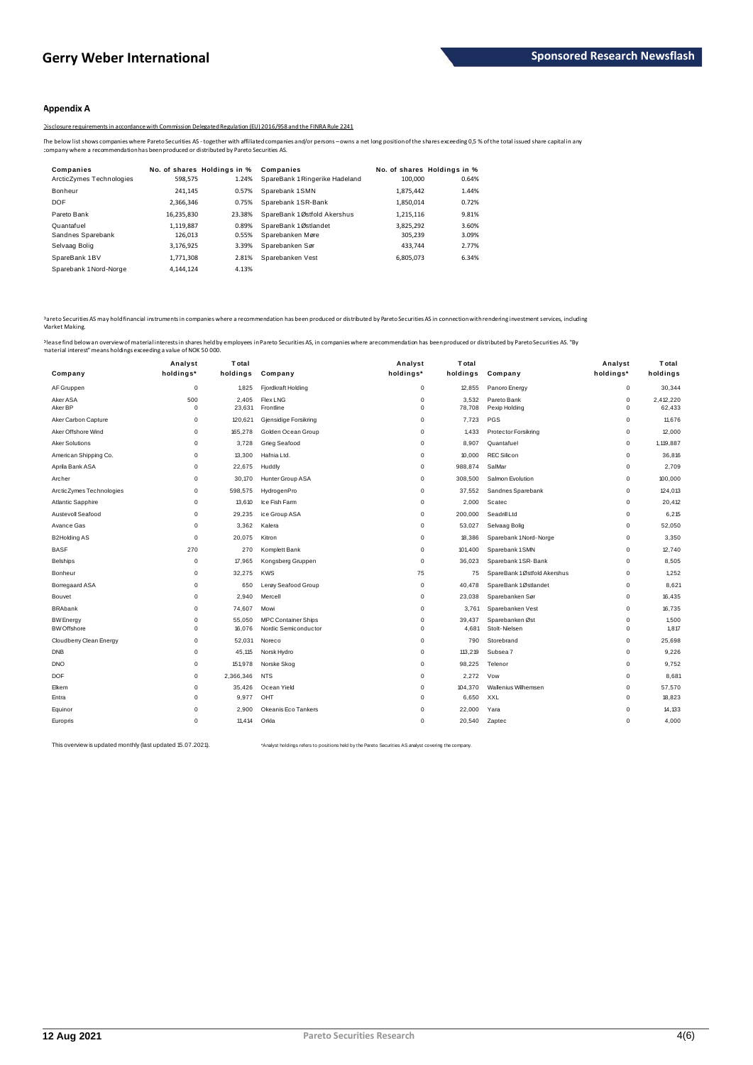## Appendix A

Disclosure requirements in accordance with Commission Delegated Regulation (EU) 2016/958 and the FINRA Rule 2241

The below list shows companies where Pareto Securities AS - together with affiliated companies and/or persons – owns a net long position of the shares exceeding 0,5 % of the total issued share capital in any company where a recommendation has been produced or distributed by Pareto Securities AS.

| Companies | No. of shares | Holdings in % | Companies | No. of shares | Holdings in % |
|---|---|---|---|---|---|
| ArcticZymes Technologies | 598,575 | 1.24% | SpareBank 1 Ringerike Hadeland | 100,000 | 0.64% |
| Bonheur | 241,145 | 0.57% | Sparebank 1 SMN | 1,875,442 | 1.44% |
| DOF | 2,366,346 | 0.75% | Sparebank 1 SR-Bank | 1,850,014 | 0.72% |
| Pareto Bank | 16,235,830 | 23.38% | SpareBank 1 Østfold Akershus | 1,215,116 | 9.81% |
| Quantafuel | 1,119,887 | 0.89% | SpareBank 1 Østlandet | 3,825,292 | 3.60% |
| Sandnes Sparebank | 126,013 | 0.55% | Sparebanken Møre | 305,239 | 3.09% |
| Selvaag Bolig | 3,176,925 | 3.39% | Sparebanken Sør | 433,744 | 2.77% |
| SpareBank 1 BV | 1,771,308 | 2.81% | Sparebanken Vest | 6,805,073 | 6.34% |
| Sparebank 1 Nord-Norge | 4,144,124 | 4.13% | | | |

Pareto Securities AS may hold financial instruments in companies where a recommendation has been produced or distributed by Pareto Securities AS in connection with rendering investment services, including Market Making.

Please find below an overview of material interests in shares held by employees in Pareto Securities AS, in companies where a recommendation has been produced or distributed by Pareto Securities AS. "By material interest" means holdings exceeding a value of NOK 50 000.

| Company | Analyst holdings* | Total holdings | Company | Analyst holdings* | Total holdings | Company | Analyst holdings* | Total holdings |
|---|---|---|---|---|---|---|---|---|
| AF Gruppen | 0 | 1,825 | Fjordkraft Holding | 0 | 12,855 | Panoro Energy | 0 | 30,344 |
| Aker ASA | 500 | 2,405 | Flex LNG | 0 | 3,532 | Pareto Bank | 0 | 2,412,220 |
| Aker BP | 0 | 23,631 | Frontline | 0 | 78,708 | Pexip Holding | 0 | 62,433 |
| Aker Carbon Capture | 0 | 120,621 | Gjensidige Forsikring | 0 | 7,723 | PGS | 0 | 11,676 |
| Aker Offshore Wind | 0 | 165,278 | Golden Ocean Group | 0 | 1,433 | Protector Forsikring | 0 | 12,000 |
| Aker Solutions | 0 | 3,728 | Grieg Seafood | 0 | 8,907 | Quantafuel | 0 | 1,119,887 |
| American Shipping Co. | 0 | 13,300 | Hafnia Ltd. | 0 | 10,000 | REC Silicon | 0 | 36,816 |
| Aprila Bank ASA | 0 | 22,675 | Huddly | 0 | 988,874 | SalMar | 0 | 2,709 |
| Archer | 0 | 30,170 | Hunter Group ASA | 0 | 308,500 | Salmon Evolution | 0 | 100,000 |
| ArcticZymes Technologies | 0 | 598,575 | HydrogenPro | 0 | 37,552 | Sandnes Sparebank | 0 | 124,013 |
| Atlantic Sapphire | 0 | 13,610 | Ice Fish Farm | 0 | 2,000 | Scatec | 0 | 20,412 |
| Austevoll Seafood | 0 | 29,235 | ice Group ASA | 0 | 200,000 | Seadrill Ltd | 0 | 6,215 |
| Avance Gas | 0 | 3,362 | Kalera | 0 | 53,027 | Selvaag Bolig | 0 | 52,050 |
| B2Holding AS | 0 | 20,075 | Kitron | 0 | 18,386 | Sparebank 1 Nord-Norge | 0 | 3,350 |
| BASF | 270 | 270 | Komplett Bank | 0 | 101,400 | Sparebank 1 SMN | 0 | 12,740 |
| Belships | 0 | 17,965 | Kongsberg Gruppen | 0 | 36,023 | Sparebank 1 SR-Bank | 0 | 8,505 |
| Bonheur | 0 | 32,275 | KWS | 75 | 75 | SpareBank 1 Østfold Akershus | 0 | 1,252 |
| Borregaard ASA | 0 | 650 | Lerøy Seafood Group | 0 | 40,478 | SpareBank 1 Østlandet | 0 | 8,621 |
| Bouvet | 0 | 2,940 | Mercell | 0 | 23,038 | Sparebanken Sør | 0 | 16,435 |
| BRAbank | 0 | 74,607 | Mowi | 0 | 3,761 | Sparebanken Vest | 0 | 16,735 |
| BW Energy | 0 | 55,050 | MPC Container Ships | 0 | 39,437 | Sparebanken Øst | 0 | 1,500 |
| BW Offshore | 0 | 16,076 | Nordic Semiconductor | 0 | 4,681 | Stolt-Nielsen | 0 | 1,817 |
| Cloudberry Clean Energy | 0 | 52,031 | Noreco | 0 | 790 | Storebrand | 0 | 25,698 |
| DNB | 0 | 45,115 | Norsk Hydro | 0 | 113,219 | Subsea 7 | 0 | 9,226 |
| DNO | 0 | 151,978 | Norske Skog | 0 | 98,225 | Telenor | 0 | 9,752 |
| DOF | 0 | 2,366,346 | NTS | 0 | 2,272 | Vow | 0 | 8,681 |
| Elkem | 0 | 35,426 | Ocean Yield | 0 | 104,370 | Wallenius Wilhemsen | 0 | 57,570 |
| Entra | 0 | 9,977 | OHT | 0 | 6,650 | XXL | 0 | 18,823 |
| Equinor | 0 | 2,900 | Okeanis Eco Tankers | 0 | 22,000 | Yara | 0 | 14,133 |
| Europris | 0 | 11,414 | Orkla | 0 | 20,540 | Zaptec | 0 | 4,000 |

This overview is updated monthly (last updated 15.07.2021).

*Analyst holdings refers to positions held by the Pareto Securities AS analyst covering the company.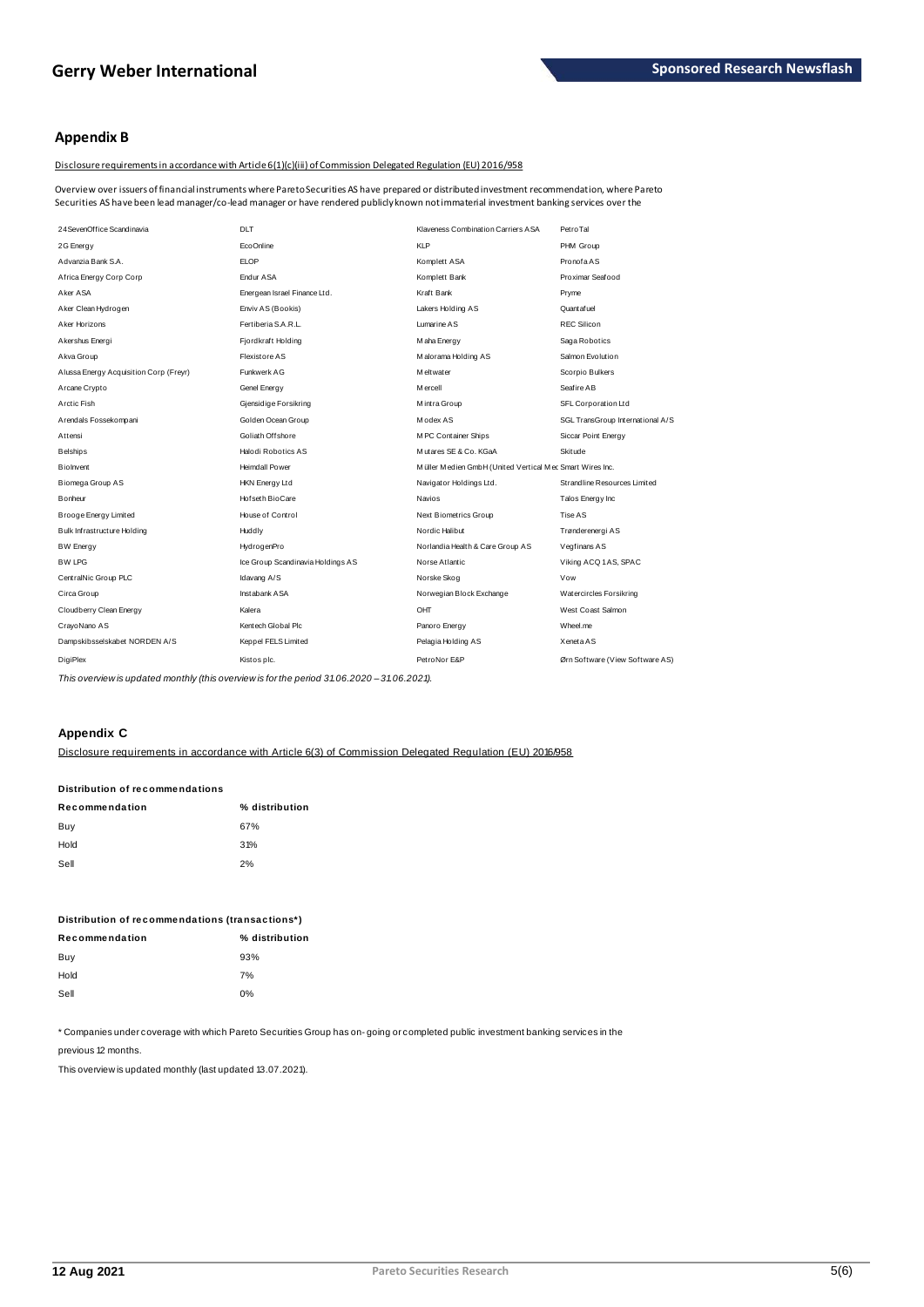## Appendix B

Disclosure requirements in accordance with Article 6(1)(c)(iii) of Commission Delegated Regulation (EU) 2016/958

Overview over issuers of financial instruments where Pareto Securities AS have prepared or distributed investment recommendation, where Pareto Securities AS have been lead manager/co-lead manager or have rendered publicly known not immaterial investment banking services over the

| | | | |
|---|---|---|---|
| 24SevenOffice Scandinavia | DLT | Klaveness Combination Carriers ASA | PetroTal |
| 2G Energy | EcoOnline | KLP | PHM Group |
| Advanzia Bank S.A. | ELOP | Komplett ASA | Pronofa AS |
| Africa Energy Corp Corp | Endur ASA | Komplett Bank | Proximar Seafood |
| Aker ASA | Energean Israel Finance Ltd. | Kraft Bank | Pryme |
| Aker Clean Hydrogen | Enviv AS (Bookis) | Lakers Holding AS | Quantafuel |
| Aker Horizons | Fertiberia S.A.R.L. | Lumarine AS | REC Silicon |
| Akershus Energi | Fjordkraft Holding | Maha Energy | Saga Robotics |
| Akva Group | Flexistore AS | Malorama Holding AS | Salmon Evolution |
| Alussa Energy Acquisition Corp (Freyr) | Funkwerk AG | Meltwater | Scorpio Bulkers |
| Arcane Crypto | Genel Energy | Mercell | Seafire AB |
| Arctic Fish | Gjensidige Forsikring | Mintra Group | SFL Corporation Ltd |
| Arendals Fossekompani | Golden Ocean Group | Modex AS | SGL TransGroup International A/S |
| Attensi | Goliath Offshore | MPC Container Ships | Siccar Point Energy |
| Belships | Halodi Robotics AS | Mutares SE & Co. KGaA | Skitude |
| BioInvent | Heimdall Power | Müller Medien GmbH (United Vertical Mec Smart Wires Inc. | |
| Biomega Group AS | HKN Energy Ltd | Navigator Holdings Ltd. | Strandline Resources Limited |
| Bonheur | Hofseth BioCare | Navios | Talos Energy Inc |
| Brooge Energy Limited | House of Control | Next Biometrics Group | Tise AS |
| Bulk Infrastructure Holding | Huddly | Nordic Halibut | Trønderenergi AS |
| BW Energy | HydrogenPro | Norlandia Health & Care Group AS | Vegfinans AS |
| BW LPG | Ice Group Scandinavia Holdings AS | Norse Atlantic | Viking ACQ 1 AS, SPAC |
| CentralNic Group PLC | Idavang A/S | Norske Skog | Vow |
| Circa Group | Instabank ASA | Norwegian Block Exchange | Watercircles Forsikring |
| Cloudberry Clean Energy | Kalera | OHT | West Coast Salmon |
| CrayoNano AS | Kentech Global Plc | Panoro Energy | Wheel.me |
| Dampskibsselskabet NORDEN A/S | Keppel FELS Limited | Pelagia Holding AS | Xeneta AS |
| DigiPlex | Kistos plc. | PetroNor E&P | Ørn Software (View Software AS) |

*This overview is updated monthly (this overview is for the period 31.06.2020 – 31.06.2021).*

## Appendix C

Disclosure requirements in accordance with Article 6(3) of Commission Delegated Regulation (EU) 2016/958

**Distribution of recommendations**

| Recommendation | % distribution |
|---|---|
| Buy | 67% |
| Hold | 31% |
| Sell | 2% |

**Distribution of recommendations (transactions*)**

| Recommendation | % distribution |
|---|---|
| Buy | 93% |
| Hold | 7% |
| Sell | 0% |

* Companies under coverage with which Pareto Securities Group has on-going or completed public investment banking services in the previous 12 months.

This overview is updated monthly (last updated 13.07.2021).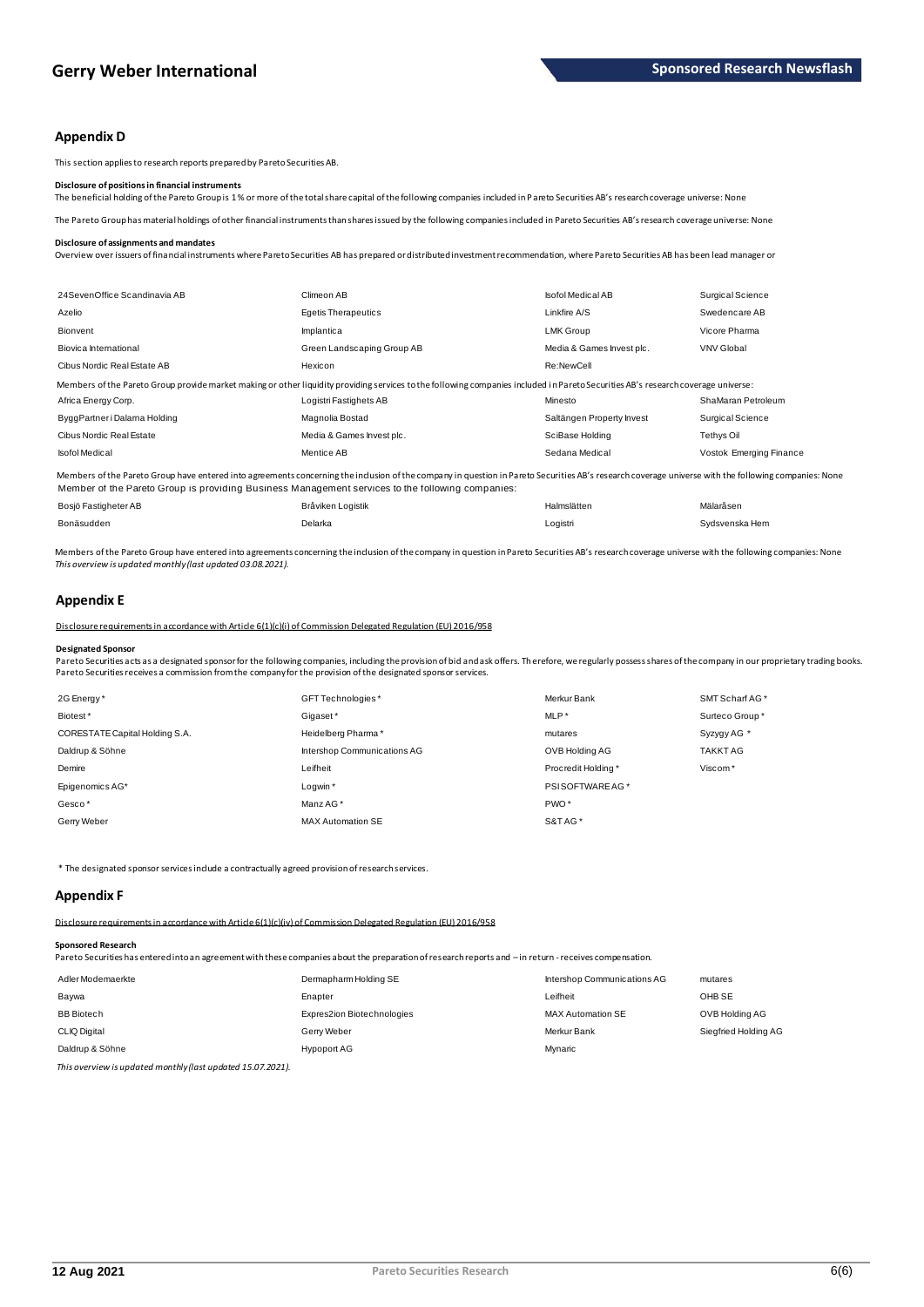## Appendix D

This section applies to research reports prepared by Pareto Securities AB.

**Disclosure of positions in financial instruments**

The beneficial holding of the Pareto Group is 1 % or more of the total share capital of the following companies included in Pareto Securities AB's research coverage universe: None

The Pareto Group has material holdings of other financial instruments than shares issued by the following companies included in Pareto Securities AB's research coverage universe: None

**Disclosure of assignments and mandates**

Overview over issuers of financial instruments where Pareto Securities AB has prepared or distributed investment recommendation, where Pareto Securities AB has been lead manager or

| | | | |
|---|---|---|---|
| 24SevenOffice Scandinavia AB | Climeon AB | Isofol Medical AB | Surgical Science |
| Azelio | Egetis Therapeutics | Linkfire A/S | Swedencare AB |
| Bionvent | Implantica | LMK Group | Vicore Pharma |
| Biovica International | Green Landscaping Group AB | Media & Games Invest plc. | VNV Global |
| Cibus Nordic Real Estate AB | Hexicon | Re:NewCell | |

Members of the Pareto Group provide market making or other liquidity providing services to the following companies included in Pareto Securities AB's research coverage universe:

| | | | |
|---|---|---|---|
| Africa Energy Corp. | Logistri Fastighets AB | Minesto | ShaMaran Petroleum |
| ByggPartner i Dalarna Holding | Magnolia Bostad | Saltängen Property Invest | Surgical Science |
| Cibus Nordic Real Estate | Media & Games Invest plc. | SciBase Holding | Tethys Oil |
| Isofol Medical | Mentice AB | Sedana Medical | Vostok Emerging Finance |

Members of the Pareto Group have entered into agreements concerning the inclusion of the company in question in Pareto Securities AB's research coverage universe with the following companies: None

Member of the Pareto Group is providing Business Management services to the following companies:

| | | | |
|---|---|---|---|
| Bosjö Fastigheter AB | Bråviken Logistik | Halmslätten | Mälaråsen |
| Bonäsudden | Delarka | Logistri | Sydsvenska Hem |

Members of the Pareto Group have entered into agreements concerning the inclusion of the company in question in Pareto Securities AB's research coverage universe with the following companies: None

*This overview is updated monthly (last updated 03.08.2021).*

## Appendix E

Disclosure requirements in accordance with Article 6(1)(c)(i) of Commission Delegated Regulation (EU) 2016/958

**Designated Sponsor**

Pareto Securities acts as a designated sponsor for the following companies, including the provision of bid and ask offers. Therefore, we regularly possess shares of the company in our proprietary trading books. Pareto Securities receives a commission from the company for the provision of the designated sponsor services.

| | | | |
|---|---|---|---|
| 2G Energy * | GFT Technologies * | Merkur Bank | SMT Scharf AG * |
| Biotest * | Gigaset * | MLP * | Surteco Group * |
| CORESTATE Capital Holding S.A. | Heidelberg Pharma * | mutares | Syzygy AG * |
| Daldrup & Söhne | Intershop Communications AG | OVB Holding AG | TAKKT AG |
| Demire | Leifheit | Procredit Holding * | Viscom * |
| Epigenomics AG* | Logwin * | PSI SOFTWARE AG * | |
| Gesco * | Manz AG * | PWO * | |
| Gerry Weber | MAX Automation SE | S&T AG * | |

\* The designated sponsor services include a contractually agreed provision of research services.

## Appendix F

Disclosure requirements in accordance with Article 6(1)(c)(iv) of Commission Delegated Regulation (EU) 2016/958

**Sponsored Research**

Pareto Securities has entered into an agreement with these companies about the preparation of research reports and – in return - receives compensation.

| | | | |
|---|---|---|---|
| Adler Modemaerkte | Dermapharm Holding SE | Intershop Communications AG | mutares |
| Baywa | Enapter | Leifheit | OHB SE |
| BB Biotech | Expres2ion Biotechnologies | MAX Automation SE | OVB Holding AG |
| CLIQ Digital | Gerry Weber | Merkur Bank | Siegfried Holding AG |
| Daldrup & Söhne | Hypoport AG | Mynaric | |

*This overview is updated monthly (last updated 15.07.2021).*